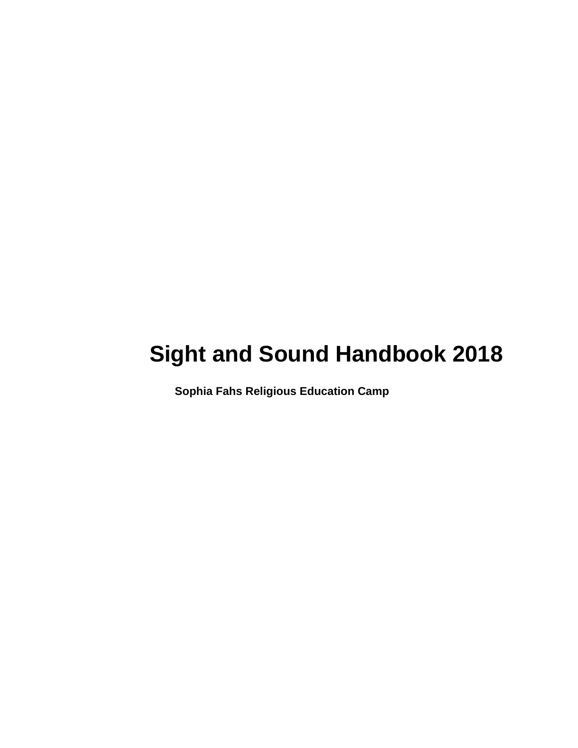# Sight and Sound Handbook 2018

**Sophia Fahs Religious Education Camp**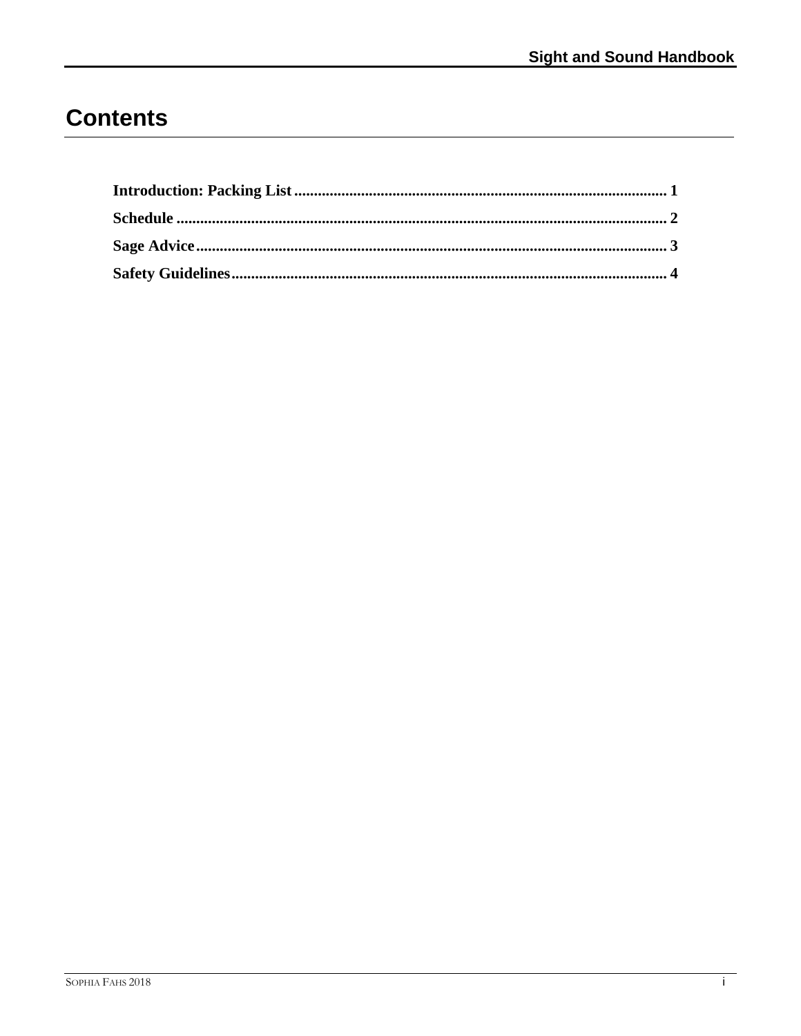# Contents

**Introduction: Packing List** .......... 1

**Schedule** .......... 2

**Sage Advice** .......... 3

**Safety Guidelines** .......... 4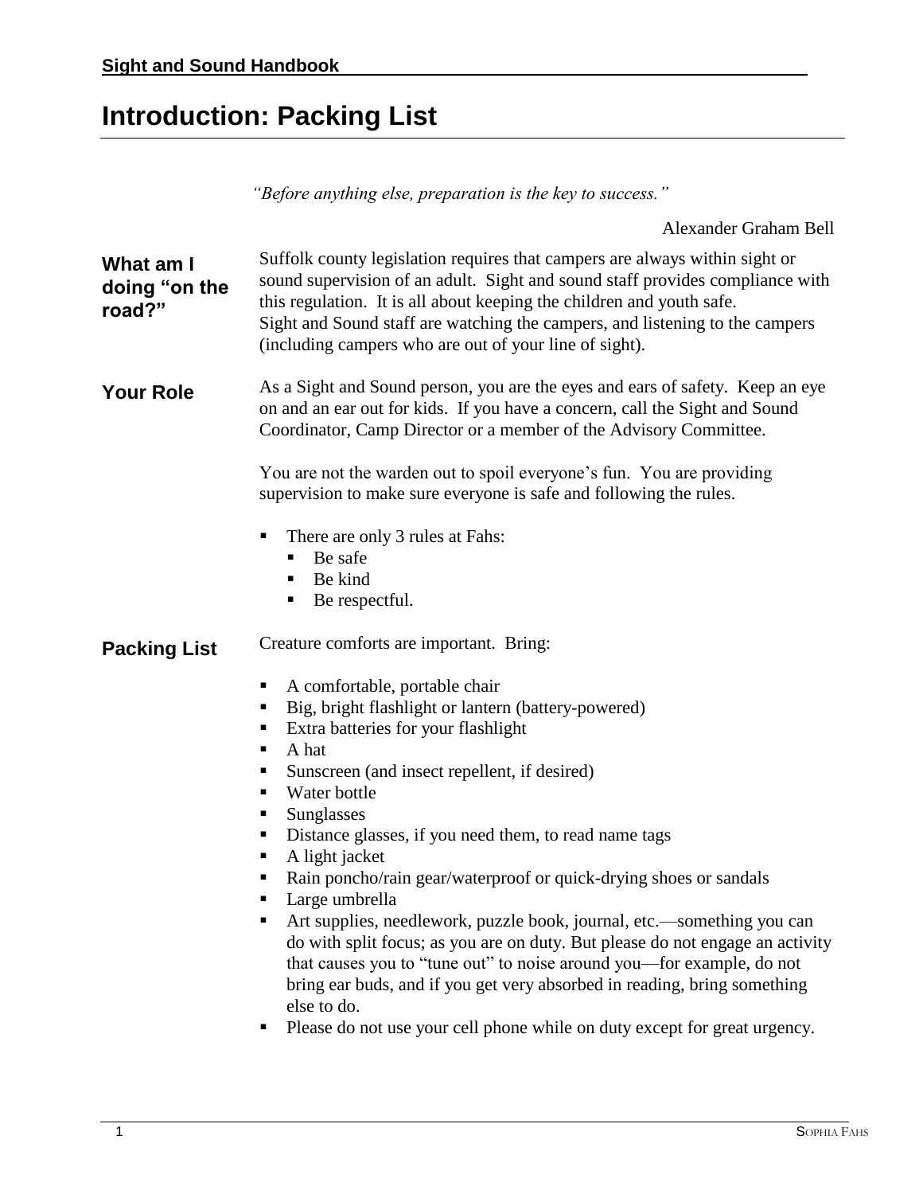# Introduction: Packing List

*"Before anything else, preparation is the key to success."*

Alexander Graham Bell

**What am I doing "on the road?"**

Suffolk county legislation requires that campers are always within sight or sound supervision of an adult. Sight and sound staff provides compliance with this regulation. It is all about keeping the children and youth safe.
Sight and Sound staff are watching the campers, and listening to the campers (including campers who are out of your line of sight).

**Your Role**

As a Sight and Sound person, you are the eyes and ears of safety. Keep an eye on and an ear out for kids. If you have a concern, call the Sight and Sound Coordinator, Camp Director or a member of the Advisory Committee.

You are not the warden out to spoil everyone's fun. You are providing supervision to make sure everyone is safe and following the rules.

- There are only 3 rules at Fahs:
  - Be safe
  - Be kind
  - Be respectful.

**Packing List**

Creature comforts are important. Bring:

- A comfortable, portable chair
- Big, bright flashlight or lantern (battery-powered)
- Extra batteries for your flashlight
- A hat
- Sunscreen (and insect repellent, if desired)
- Water bottle
- Sunglasses
- Distance glasses, if you need them, to read name tags
- A light jacket
- Rain poncho/rain gear/waterproof or quick-drying shoes or sandals
- Large umbrella
- Art supplies, needlework, puzzle book, journal, etc.—something you can do with split focus; as you are on duty. But please do not engage an activity that causes you to "tune out" to noise around you—for example, do not bring ear buds, and if you get very absorbed in reading, bring something else to do.
- Please do not use your cell phone while on duty except for great urgency.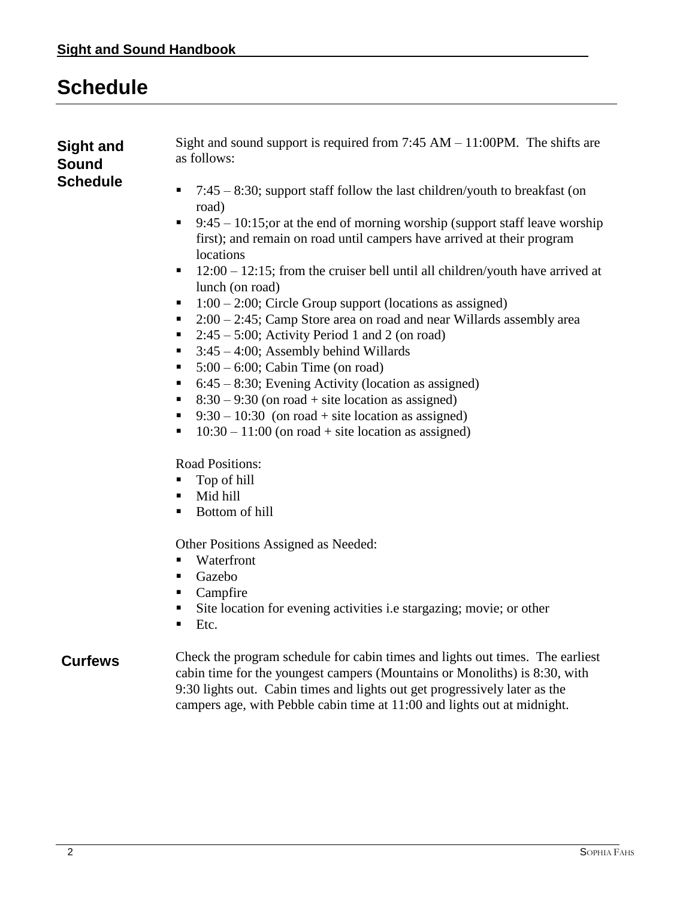# Schedule

## Sight and Sound Schedule

Sight and sound support is required from 7:45 AM – 11:00PM. The shifts are as follows:

- 7:45 – 8:30; support staff follow the last children/youth to breakfast (on road)
- 9:45 – 10:15;or at the end of morning worship (support staff leave worship first); and remain on road until campers have arrived at their program locations
- 12:00 – 12:15; from the cruiser bell until all children/youth have arrived at lunch (on road)
- 1:00 – 2:00; Circle Group support (locations as assigned)
- 2:00 – 2:45; Camp Store area on road and near Willards assembly area
- 2:45 – 5:00; Activity Period 1 and 2 (on road)
- 3:45 – 4:00; Assembly behind Willards
- 5:00 – 6:00; Cabin Time (on road)
- 6:45 – 8:30; Evening Activity (location as assigned)
- 8:30 – 9:30 (on road + site location as assigned)
- 9:30 – 10:30 (on road + site location as assigned)
- 10:30 – 11:00 (on road + site location as assigned)

Road Positions:

- Top of hill
- Mid hill
- Bottom of hill

Other Positions Assigned as Needed:

- Waterfront
- Gazebo
- Campfire
- Site location for evening activities i.e stargazing; movie; or other
- Etc.

## Curfews

Check the program schedule for cabin times and lights out times. The earliest cabin time for the youngest campers (Mountains or Monoliths) is 8:30, with 9:30 lights out. Cabin times and lights out get progressively later as the campers age, with Pebble cabin time at 11:00 and lights out at midnight.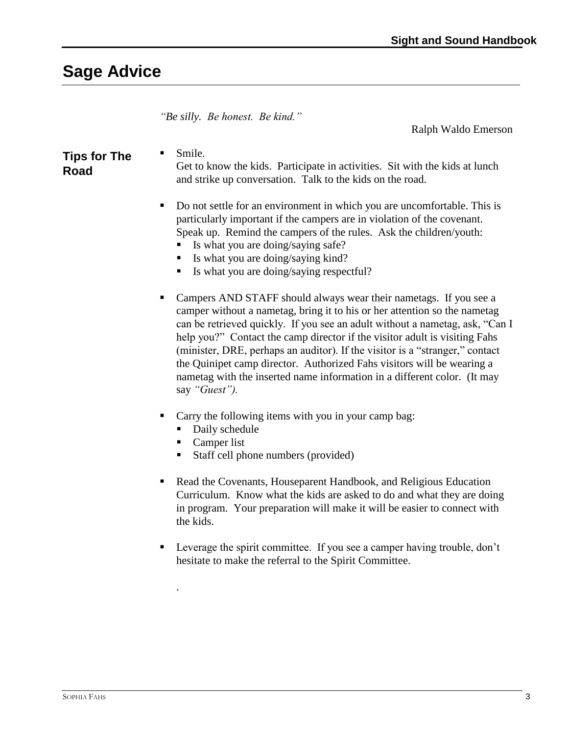# Sage Advice

*"Be silly. Be honest. Be kind."*

Ralph Waldo Emerson

## Tips for The Road

- Smile.
  Get to know the kids. Participate in activities. Sit with the kids at lunch and strike up conversation. Talk to the kids on the road.

- Do not settle for an environment in which you are uncomfortable. This is particularly important if the campers are in violation of the covenant. Speak up. Remind the campers of the rules. Ask the children/youth:
  - Is what you are doing/saying safe?
  - Is what you are doing/saying kind?
  - Is what you are doing/saying respectful?

- Campers AND STAFF should always wear their nametags. If you see a camper without a nametag, bring it to his or her attention so the nametag can be retrieved quickly. If you see an adult without a nametag, ask, "Can I help you?" Contact the camp director if the visitor adult is visiting Fahs (minister, DRE, perhaps an auditor). If the visitor is a "stranger," contact the Quinipet camp director. Authorized Fahs visitors will be wearing a nametag with the inserted name information in a different color. (It may say *"Guest").*

- Carry the following items with you in your camp bag:
  - Daily schedule
  - Camper list
  - Staff cell phone numbers (provided)

- Read the Covenants, Houseparent Handbook, and Religious Education Curriculum. Know what the kids are asked to do and what they are doing in program. Your preparation will make it will be easier to connect with the kids.

- Leverage the spirit committee. If you see a camper having trouble, don't hesitate to make the referral to the Spirit Committee.

.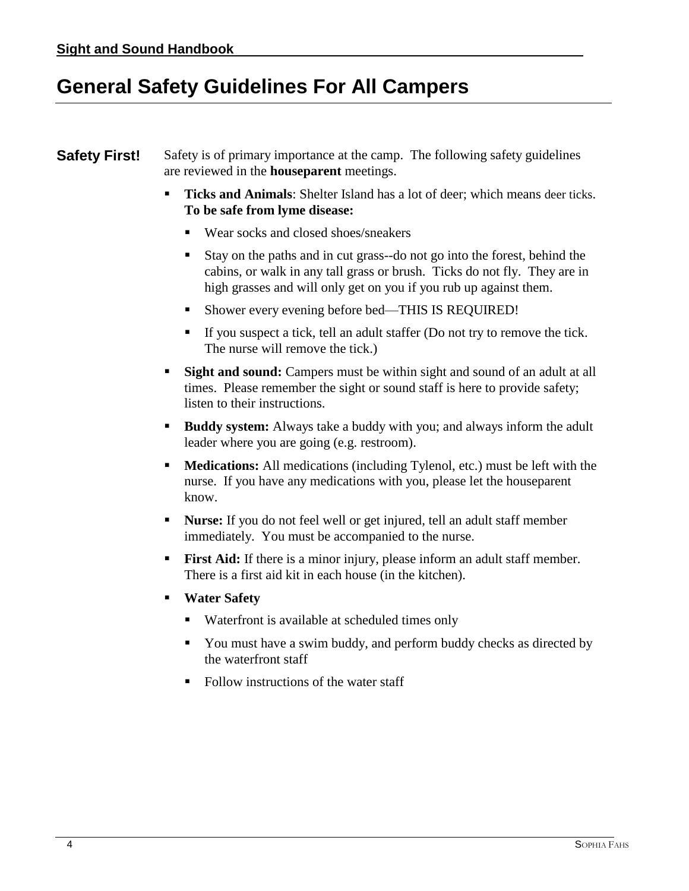# General Safety Guidelines For All Campers

**Safety First!**

Safety is of primary importance at the camp. The following safety guidelines are reviewed in the **houseparent** meetings.

- **Ticks and Animals**: Shelter Island has a lot of deer; which means deer ticks. **To be safe from lyme disease:**
  - Wear socks and closed shoes/sneakers
  - Stay on the paths and in cut grass--do not go into the forest, behind the cabins, or walk in any tall grass or brush. Ticks do not fly. They are in high grasses and will only get on you if you rub up against them.
  - Shower every evening before bed—THIS IS REQUIRED!
  - If you suspect a tick, tell an adult staffer (Do not try to remove the tick. The nurse will remove the tick.)
- **Sight and sound:** Campers must be within sight and sound of an adult at all times. Please remember the sight or sound staff is here to provide safety; listen to their instructions.
- **Buddy system:** Always take a buddy with you; and always inform the adult leader where you are going (e.g. restroom).
- **Medications:** All medications (including Tylenol, etc.) must be left with the nurse. If you have any medications with you, please let the houseparent know.
- **Nurse:** If you do not feel well or get injured, tell an adult staff member immediately. You must be accompanied to the nurse.
- **First Aid:** If there is a minor injury, please inform an adult staff member. There is a first aid kit in each house (in the kitchen).
- **Water Safety**
  - Waterfront is available at scheduled times only
  - You must have a swim buddy, and perform buddy checks as directed by the waterfront staff
  - Follow instructions of the water staff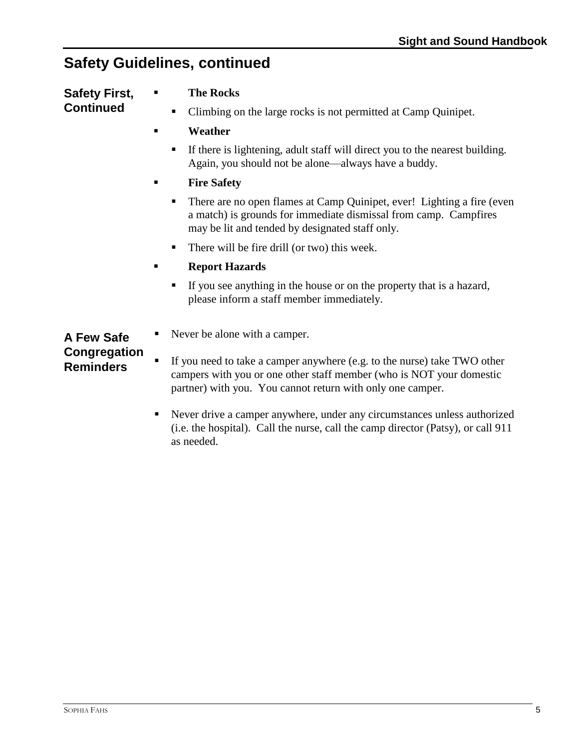## Safety Guidelines, continued

### Safety First, Continued

- **The Rocks**
  - Climbing on the large rocks is not permitted at Camp Quinipet.
- **Weather**
  - If there is lightening, adult staff will direct you to the nearest building. Again, you should not be alone—always have a buddy.
- **Fire Safety**
  - There are no open flames at Camp Quinipet, ever! Lighting a fire (even a match) is grounds for immediate dismissal from camp. Campfires may be lit and tended by designated staff only.
  - There will be fire drill (or two) this week.
- **Report Hazards**
  - If you see anything in the house or on the property that is a hazard, please inform a staff member immediately.

### A Few Safe Congregation Reminders

- Never be alone with a camper.
- If you need to take a camper anywhere (e.g. to the nurse) take TWO other campers with you or one other staff member (who is NOT your domestic partner) with you. You cannot return with only one camper.
- Never drive a camper anywhere, under any circumstances unless authorized (i.e. the hospital). Call the nurse, call the camp director (Patsy), or call 911 as needed.